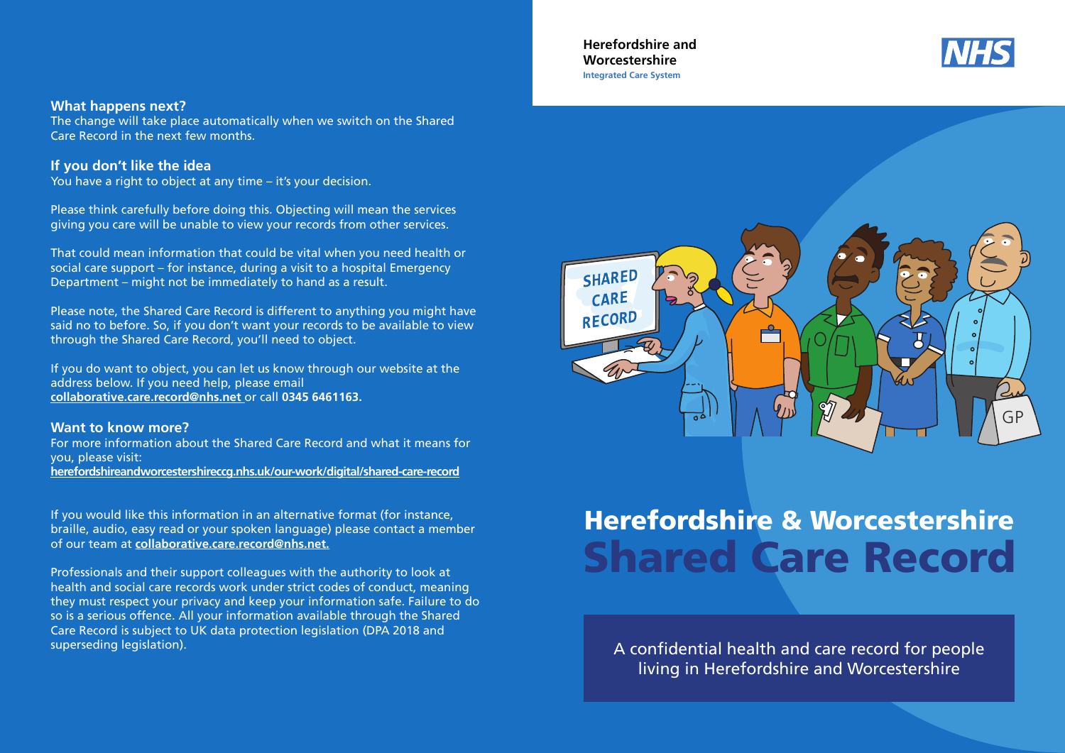## What happens next?

The change will take place automatically when we switch on the Shared Care Record in the next few months.

## If you don't like the idea

You have a right to object at any time – it's your decision.

Please think carefully before doing this. Objecting will mean the services giving you care will be unable to view your records from other services.

That could mean information that could be vital when you need health or social care support – for instance, during a visit to a hospital Emergency Department – might not be immediately to hand as a result.

Please note, the Shared Care Record is different to anything you might have said no to before. So, if you don't want your records to be available to view through the Shared Care Record, you'll need to object.

If you do want to object, you can let us know through our website at the address below. If you need help, please email **collaborative.care.record@nhs.net** or call **0345 6461163.**

## Want to know more?

For more information about the Shared Care Record and what it means for you, please visit:
**herefordshireandworcestershireccg.nhs.uk/our-work/digital/shared-care-record**

If you would like this information in an alternative format (for instance, braille, audio, easy read or your spoken language) please contact a member of our team at **collaborative.care.record@nhs.net.**

Professionals and their support colleagues with the authority to look at health and social care records work under strict codes of conduct, meaning they must respect your privacy and keep your information safe. Failure to do so is a serious offence. All your information available through the Shared Care Record is subject to UK data protection legislation (DPA 2018 and superseding legislation).

**Herefordshire and Worcestershire**
Integrated Care System

NHS

# Herefordshire & Worcestershire Shared Care Record

A confidential health and care record for people living in Herefordshire and Worcestershire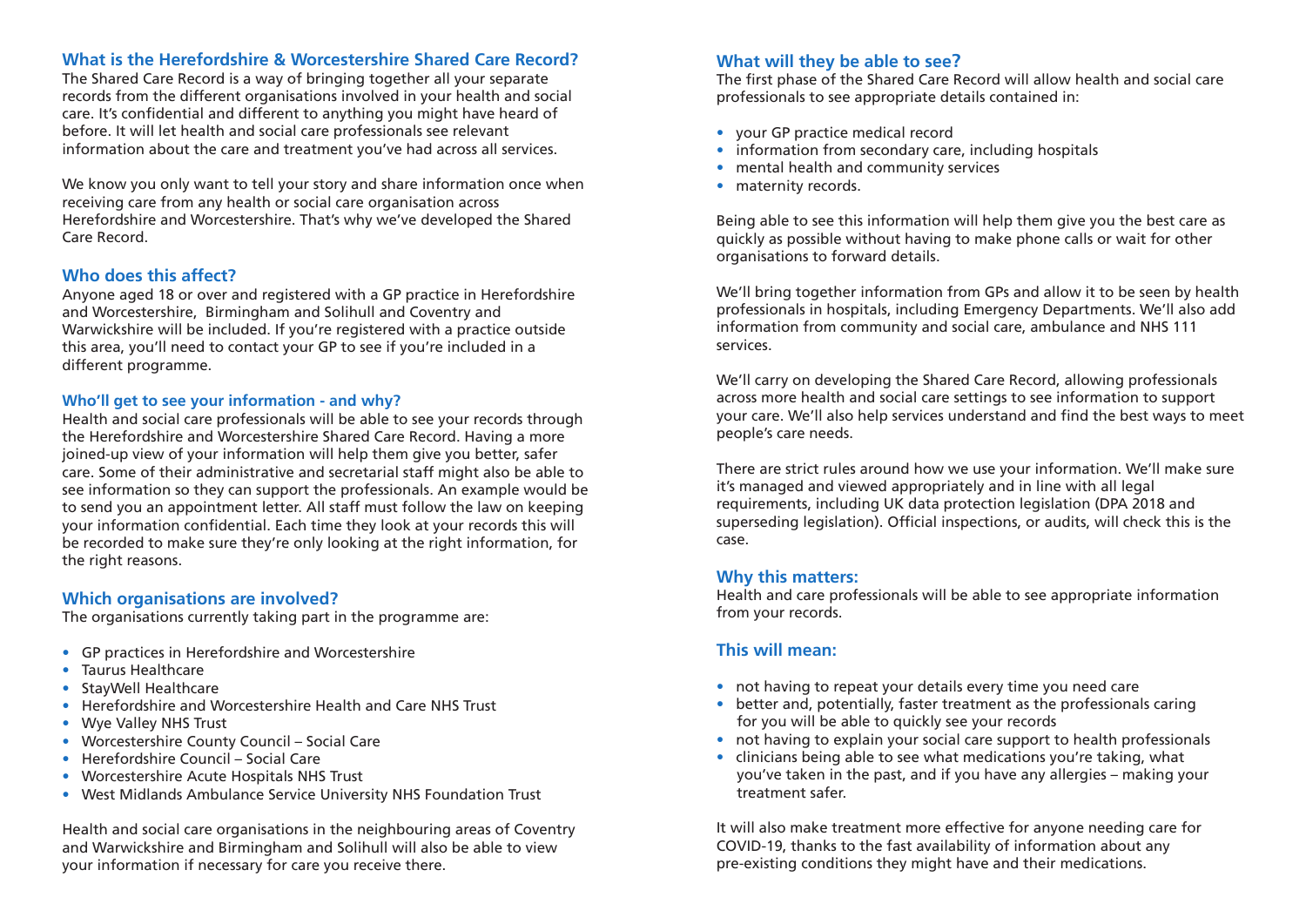## What is the Herefordshire & Worcestershire Shared Care Record?

The Shared Care Record is a way of bringing together all your separate records from the different organisations involved in your health and social care. It's confidential and different to anything you might have heard of before. It will let health and social care professionals see relevant information about the care and treatment you've had across all services.

We know you only want to tell your story and share information once when receiving care from any health or social care organisation across Herefordshire and Worcestershire. That's why we've developed the Shared Care Record.

## Who does this affect?

Anyone aged 18 or over and registered with a GP practice in Herefordshire and Worcestershire, Birmingham and Solihull and Coventry and Warwickshire will be included. If you're registered with a practice outside this area, you'll need to contact your GP to see if you're included in a different programme.

### Who'll get to see your information - and why?

Health and social care professionals will be able to see your records through the Herefordshire and Worcestershire Shared Care Record. Having a more joined-up view of your information will help them give you better, safer care. Some of their administrative and secretarial staff might also be able to see information so they can support the professionals. An example would be to send you an appointment letter. All staff must follow the law on keeping your information confidential. Each time they look at your records this will be recorded to make sure they're only looking at the right information, for the right reasons.

## Which organisations are involved?

The organisations currently taking part in the programme are:

- GP practices in Herefordshire and Worcestershire
- Taurus Healthcare
- StayWell Healthcare
- Herefordshire and Worcestershire Health and Care NHS Trust
- Wye Valley NHS Trust
- Worcestershire County Council – Social Care
- Herefordshire Council – Social Care
- Worcestershire Acute Hospitals NHS Trust
- West Midlands Ambulance Service University NHS Foundation Trust

Health and social care organisations in the neighbouring areas of Coventry and Warwickshire and Birmingham and Solihull will also be able to view your information if necessary for care you receive there.

## What will they be able to see?

The first phase of the Shared Care Record will allow health and social care professionals to see appropriate details contained in:

- your GP practice medical record
- information from secondary care, including hospitals
- mental health and community services
- maternity records.

Being able to see this information will help them give you the best care as quickly as possible without having to make phone calls or wait for other organisations to forward details.

We'll bring together information from GPs and allow it to be seen by health professionals in hospitals, including Emergency Departments. We'll also add information from community and social care, ambulance and NHS 111 services.

We'll carry on developing the Shared Care Record, allowing professionals across more health and social care settings to see information to support your care. We'll also help services understand and find the best ways to meet people's care needs.

There are strict rules around how we use your information. We'll make sure it's managed and viewed appropriately and in line with all legal requirements, including UK data protection legislation (DPA 2018 and superseding legislation). Official inspections, or audits, will check this is the case.

## Why this matters:

Health and care professionals will be able to see appropriate information from your records.

## This will mean:

- not having to repeat your details every time you need care
- better and, potentially, faster treatment as the professionals caring for you will be able to quickly see your records
- not having to explain your social care support to health professionals
- clinicians being able to see what medications you're taking, what you've taken in the past, and if you have any allergies – making your treatment safer.

It will also make treatment more effective for anyone needing care for COVID-19, thanks to the fast availability of information about any pre-existing conditions they might have and their medications.